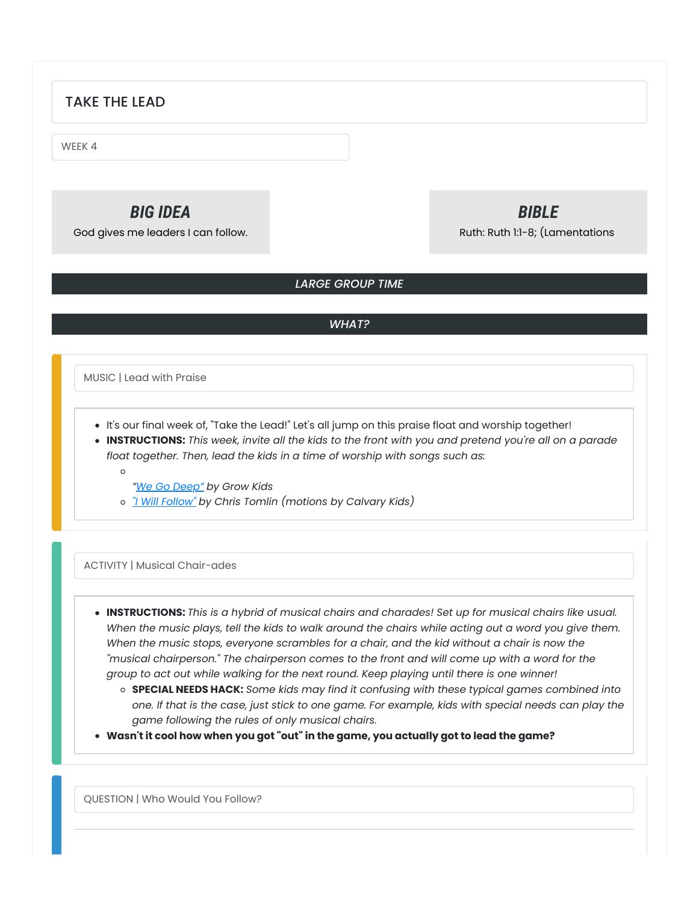# TAKE THE LEAD

WEEK 4

## *BIG IDEA*

God gives me leaders I can follow.

## *BIBLE*

Ruth: Ruth 1:1-8; (Lamentations

### *LARGE GROUP TIME*

### *WHAT?*

#### MUSIC | Lead with Praise

- It's our final week of, "Take the Lead!" Let's all jump on this praise float and worship together!
- **INSTRUCTIONS:** *This week, invite all the kids to the front with you and pretend you're all on a parade float together. Then, lead the kids in a time of worship with songs such as:*
  - 
    *"We Go Deep" by Grow Kids*
  - *"I Will Follow" by Chris Tomlin (motions by Calvary Kids)*

#### ACTIVITY | Musical Chair-ades

- **INSTRUCTIONS:** *This is a hybrid of musical chairs and charades! Set up for musical chairs like usual. When the music plays, tell the kids to walk around the chairs while acting out a word you give them. When the music stops, everyone scrambles for a chair, and the kid without a chair is now the "musical chairperson." The chairperson comes to the front and will come up with a word for the group to act out while walking for the next round. Keep playing until there is one winner!*
  - **SPECIAL NEEDS HACK:** *Some kids may find it confusing with these typical games combined into one. If that is the case, just stick to one game. For example, kids with special needs can play the game following the rules of only musical chairs.*
- **Wasn't it cool how when you got "out" in the game, you actually got to lead the game?**

#### QUESTION | Who Would You Follow?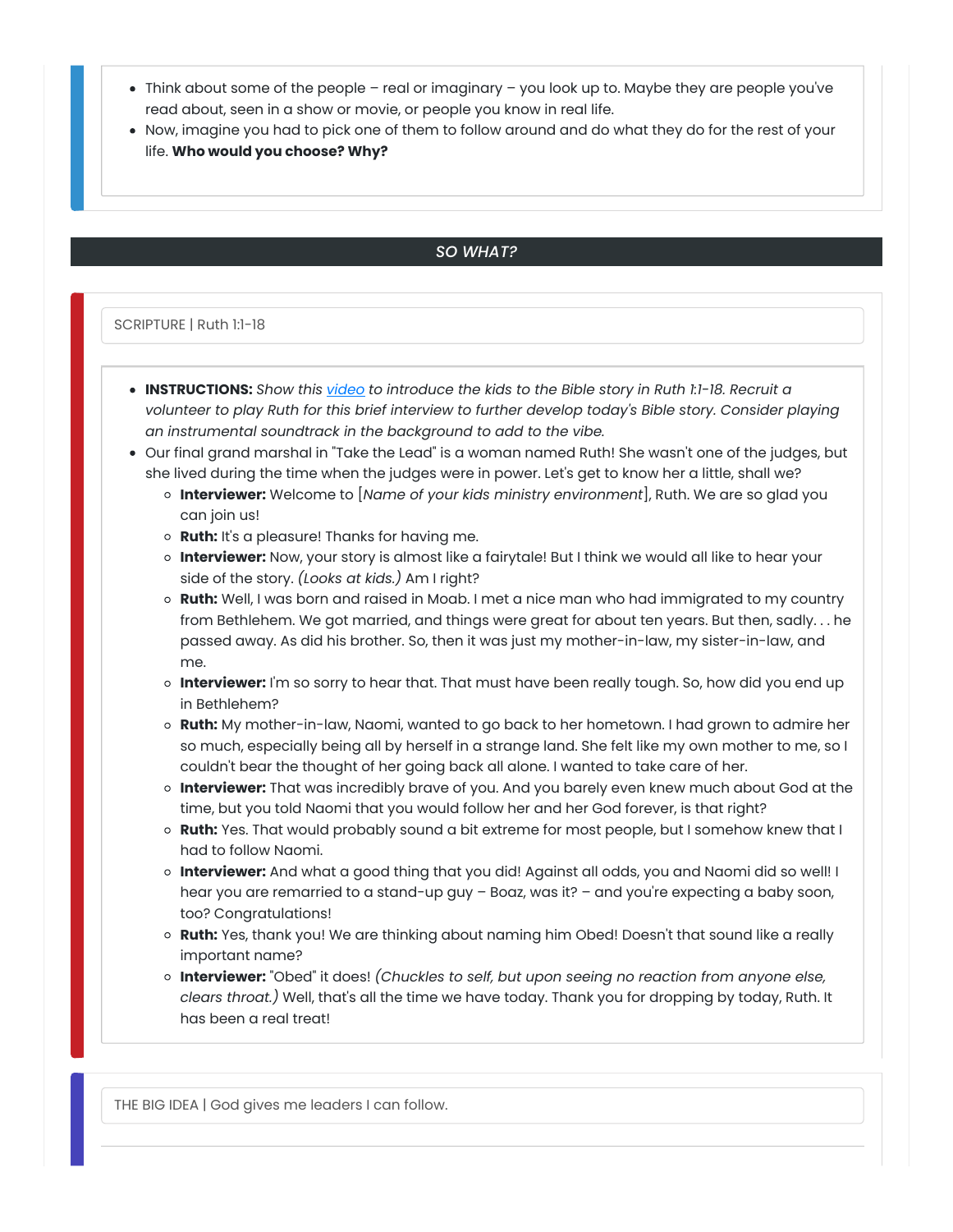- Think about some of the people – real or imaginary – you look up to. Maybe they are people you've read about, seen in a show or movie, or people you know in real life.
- Now, imagine you had to pick one of them to follow around and do what they do for the rest of your life. **Who would you choose? Why?**

## *SO WHAT?*

SCRIPTURE | Ruth 1:1-18

- **INSTRUCTIONS:** *Show this video to introduce the kids to the Bible story in Ruth 1:1-18. Recruit a volunteer to play Ruth for this brief interview to further develop today's Bible story. Consider playing an instrumental soundtrack in the background to add to the vibe.*
- Our final grand marshal in "Take the Lead" is a woman named Ruth! She wasn't one of the judges, but she lived during the time when the judges were in power. Let's get to know her a little, shall we?
  - **Interviewer:** Welcome to [*Name of your kids ministry environment*], Ruth. We are so glad you can join us!
  - **Ruth:** It's a pleasure! Thanks for having me.
  - **Interviewer:** Now, your story is almost like a fairytale! But I think we would all like to hear your side of the story. *(Looks at kids.)* Am I right?
  - **Ruth:** Well, I was born and raised in Moab. I met a nice man who had immigrated to my country from Bethlehem. We got married, and things were great for about ten years. But then, sadly. . . he passed away. As did his brother. So, then it was just my mother-in-law, my sister-in-law, and me.
  - **Interviewer:** I'm so sorry to hear that. That must have been really tough. So, how did you end up in Bethlehem?
  - **Ruth:** My mother-in-law, Naomi, wanted to go back to her hometown. I had grown to admire her so much, especially being all by herself in a strange land. She felt like my own mother to me, so I couldn't bear the thought of her going back all alone. I wanted to take care of her.
  - **Interviewer:** That was incredibly brave of you. And you barely even knew much about God at the time, but you told Naomi that you would follow her and her God forever, is that right?
  - **Ruth:** Yes. That would probably sound a bit extreme for most people, but I somehow knew that I had to follow Naomi.
  - **Interviewer:** And what a good thing that you did! Against all odds, you and Naomi did so well! I hear you are remarried to a stand-up guy – Boaz, was it? – and you're expecting a baby soon, too? Congratulations!
  - **Ruth:** Yes, thank you! We are thinking about naming him Obed! Doesn't that sound like a really important name?
  - **Interviewer:** "Obed" it does! *(Chuckles to self, but upon seeing no reaction from anyone else, clears throat.)* Well, that's all the time we have today. Thank you for dropping by today, Ruth. It has been a real treat!

THE BIG IDEA | God gives me leaders I can follow.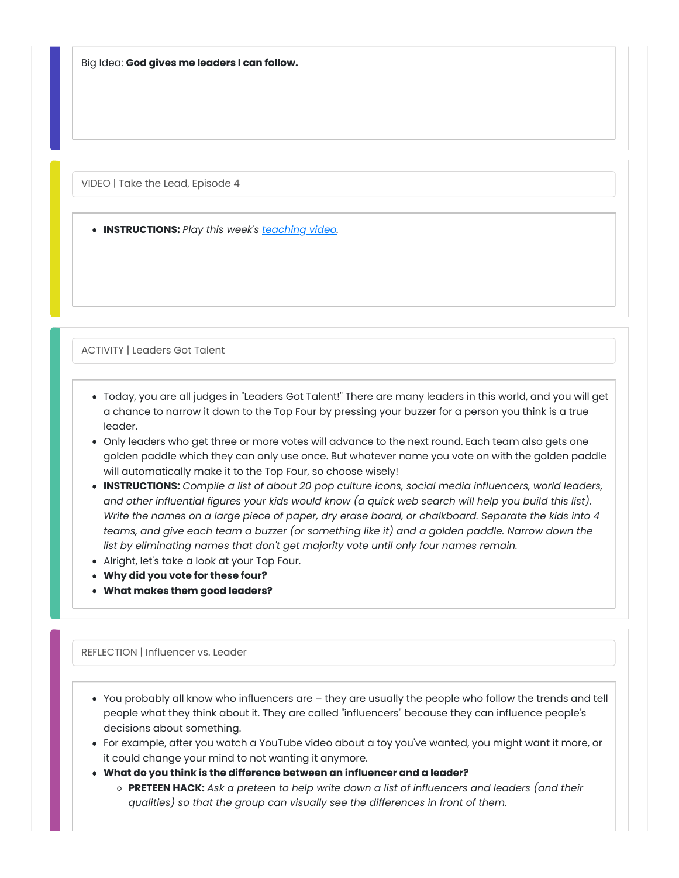Big Idea: **God gives me leaders I can follow.**

VIDEO | Take the Lead, Episode 4

- **INSTRUCTIONS:** *Play this week's teaching video.*

ACTIVITY | Leaders Got Talent

- Today, you are all judges in "Leaders Got Talent!" There are many leaders in this world, and you will get a chance to narrow it down to the Top Four by pressing your buzzer for a person you think is a true leader.
- Only leaders who get three or more votes will advance to the next round. Each team also gets one golden paddle which they can only use once. But whatever name you vote on with the golden paddle will automatically make it to the Top Four, so choose wisely!
- **INSTRUCTIONS:** *Compile a list of about 20 pop culture icons, social media influencers, world leaders, and other influential figures your kids would know (a quick web search will help you build this list). Write the names on a large piece of paper, dry erase board, or chalkboard. Separate the kids into 4 teams, and give each team a buzzer (or something like it) and a golden paddle. Narrow down the list by eliminating names that don't get majority vote until only four names remain.*
- Alright, let's take a look at your Top Four.
- **Why did you vote for these four?**
- **What makes them good leaders?**

REFLECTION | Influencer vs. Leader

- You probably all know who influencers are – they are usually the people who follow the trends and tell people what they think about it. They are called "influencers" because they can influence people's decisions about something.
- For example, after you watch a YouTube video about a toy you've wanted, you might want it more, or it could change your mind to not wanting it anymore.
- **What do you think is the difference between an influencer and a leader?**
  - **PRETEEN HACK:** *Ask a preteen to help write down a list of influencers and leaders (and their qualities) so that the group can visually see the differences in front of them.*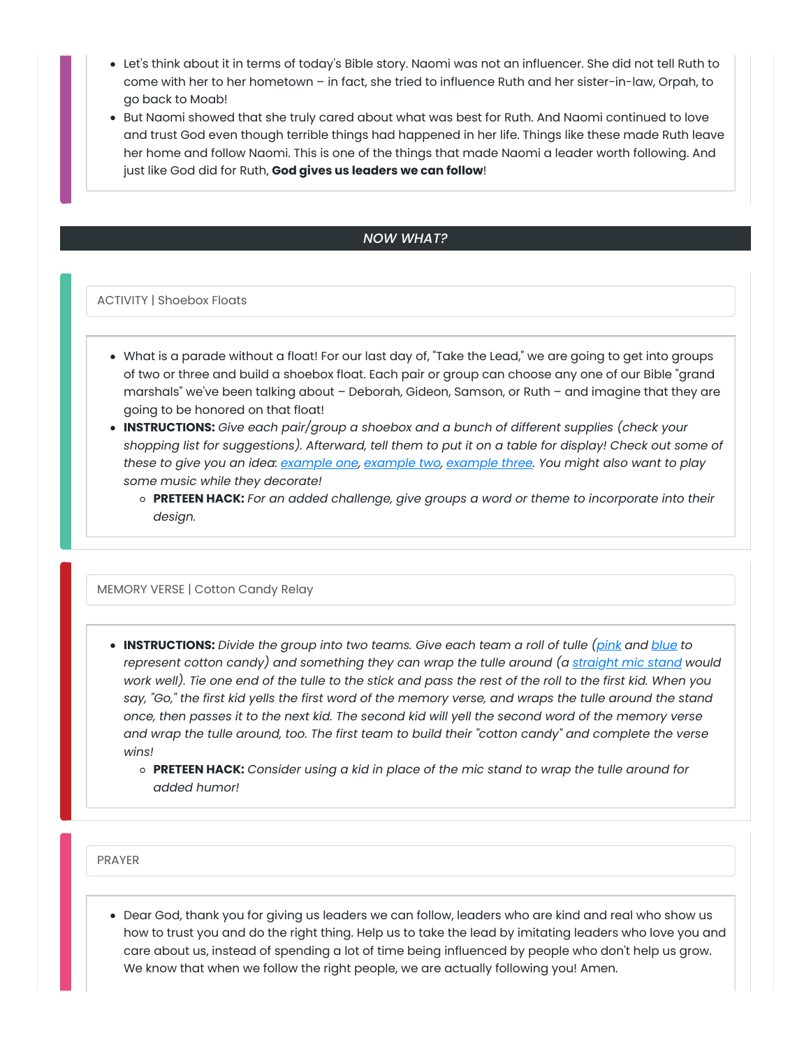- Let's think about it in terms of today's Bible story. Naomi was not an influencer. She did not tell Ruth to come with her to her hometown – in fact, she tried to influence Ruth and her sister-in-law, Orpah, to go back to Moab!
- But Naomi showed that she truly cared about what was best for Ruth. And Naomi continued to love and trust God even though terrible things had happened in her life. Things like these made Ruth leave her home and follow Naomi. This is one of the things that made Naomi a leader worth following. And just like God did for Ruth, **God gives us leaders we can follow**!

## *NOW WHAT?*

### ACTIVITY | Shoebox Floats

- What is a parade without a float! For our last day of, "Take the Lead," we are going to get into groups of two or three and build a shoebox float. Each pair or group can choose any one of our Bible "grand marshals" we've been talking about – Deborah, Gideon, Samson, or Ruth – and imagine that they are going to be honored on that float!
- **INSTRUCTIONS:** *Give each pair/group a shoebox and a bunch of different supplies (check your shopping list for suggestions). Afterward, tell them to put it on a table for display! Check out some of these to give you an idea: example one, example two, example three. You might also want to play some music while they decorate!*
  - **PRETEEN HACK:** *For an added challenge, give groups a word or theme to incorporate into their design.*

### MEMORY VERSE | Cotton Candy Relay

- **INSTRUCTIONS:** *Divide the group into two teams. Give each team a roll of tulle (pink and blue to represent cotton candy) and something they can wrap the tulle around (a straight mic stand would work well). Tie one end of the tulle to the stick and pass the rest of the roll to the first kid. When you say, "Go," the first kid yells the first word of the memory verse, and wraps the tulle around the stand once, then passes it to the next kid. The second kid will yell the second word of the memory verse and wrap the tulle around, too. The first team to build their "cotton candy" and complete the verse wins!*
  - **PRETEEN HACK:** *Consider using a kid in place of the mic stand to wrap the tulle around for added humor!*

### PRAYER

- Dear God, thank you for giving us leaders we can follow, leaders who are kind and real who show us how to trust you and do the right thing. Help us to take the lead by imitating leaders who love you and care about us, instead of spending a lot of time being influenced by people who don't help us grow. We know that when we follow the right people, we are actually following you! Amen.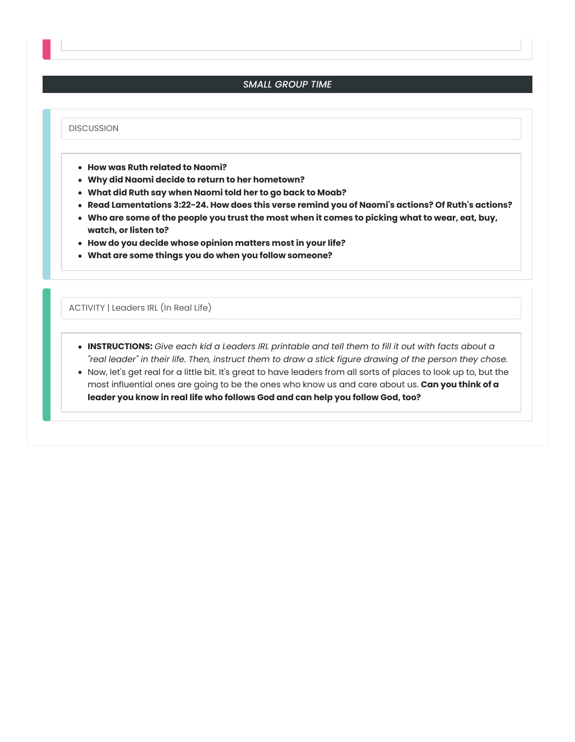## SMALL GROUP TIME

### DISCUSSION

- **How was Ruth related to Naomi?**
- **Why did Naomi decide to return to her hometown?**
- **What did Ruth say when Naomi told her to go back to Moab?**
- **Read Lamentations 3:22-24. How does this verse remind you of Naomi's actions? Of Ruth's actions?**
- **Who are some of the people you trust the most when it comes to picking what to wear, eat, buy, watch, or listen to?**
- **How do you decide whose opinion matters most in your life?**
- **What are some things you do when you follow someone?**

### ACTIVITY | Leaders IRL (In Real Life)

- **INSTRUCTIONS:** *Give each kid a Leaders IRL printable and tell them to fill it out with facts about a "real leader" in their life. Then, instruct them to draw a stick figure drawing of the person they chose.*
- Now, let's get real for a little bit. It's great to have leaders from all sorts of places to look up to, but the most influential ones are going to be the ones who know us and care about us. **Can you think of a leader you know in real life who follows God and can help you follow God, too?**